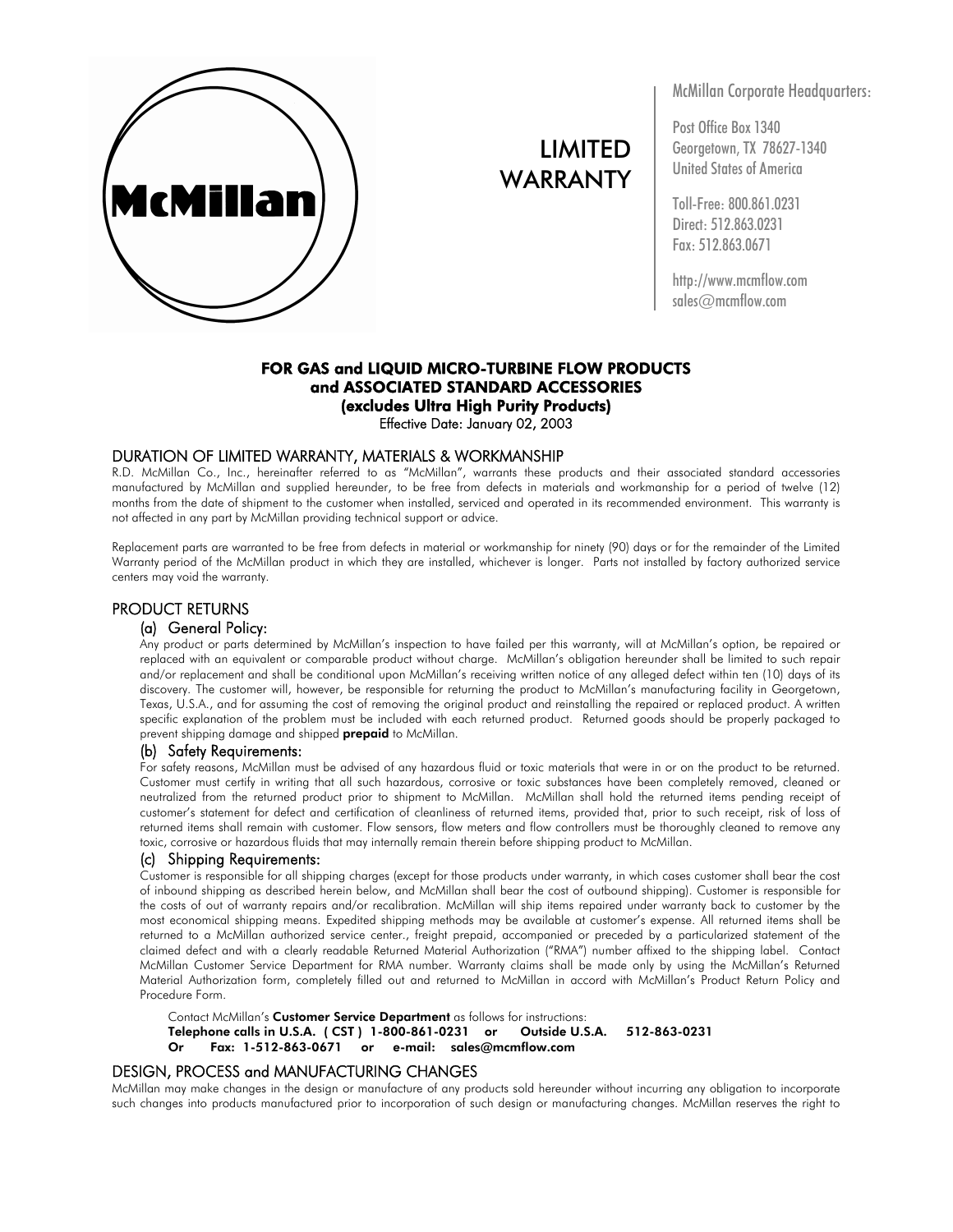McMillan

# LIMITED WARRANTY

McMillan Corporate Headquarters:

Post Office Box 1340
Georgetown, TX 78627-1340
United States of America

Toll-Free: 800.861.0231
Direct: 512.863.0231
Fax: 512.863.0671

http://www.mcmflow.com
sales@mcmflow.com

**FOR GAS and LIQUID MICRO-TURBINE FLOW PRODUCTS**
**and ASSOCIATED STANDARD ACCESSORIES**
**(excludes Ultra High Purity Products)**
Effective Date: January 02, 2003

## DURATION OF LIMITED WARRANTY, MATERIALS & WORKMANSHIP

R.D. McMillan Co., Inc., hereinafter referred to as "McMillan", warrants these products and their associated standard accessories manufactured by McMillan and supplied hereunder, to be free from defects in materials and workmanship for a period of twelve (12) months from the date of shipment to the customer when installed, serviced and operated in its recommended environment. This warranty is not affected in any part by McMillan providing technical support or advice.

Replacement parts are warranted to be free from defects in material or workmanship for ninety (90) days or for the remainder of the Limited Warranty period of the McMillan product in which they are installed, whichever is longer. Parts not installed by factory authorized service centers may void the warranty.

## PRODUCT RETURNS

### (a) General Policy:

Any product or parts determined by McMillan's inspection to have failed per this warranty, will at McMillan's option, be repaired or replaced with an equivalent or comparable product without charge. McMillan's obligation hereunder shall be limited to such repair and/or replacement and shall be conditional upon McMillan's receiving written notice of any alleged defect within ten (10) days of its discovery. The customer will, however, be responsible for returning the product to McMillan's manufacturing facility in Georgetown, Texas, U.S.A., and for assuming the cost of removing the original product and reinstalling the repaired or replaced product. A written specific explanation of the problem must be included with each returned product. Returned goods should be properly packaged to prevent shipping damage and shipped **prepaid** to McMillan.

### (b) Safety Requirements:

For safety reasons, McMillan must be advised of any hazardous fluid or toxic materials that were in or on the product to be returned. Customer must certify in writing that all such hazardous, corrosive or toxic substances have been completely removed, cleaned or neutralized from the returned product prior to shipment to McMillan. McMillan shall hold the returned items pending receipt of customer's statement for defect and certification of cleanliness of returned items, provided that, prior to such receipt, risk of loss of returned items shall remain with customer. Flow sensors, flow meters and flow controllers must be thoroughly cleaned to remove any toxic, corrosive or hazardous fluids that may internally remain therein before shipping product to McMillan.

### (c) Shipping Requirements:

Customer is responsible for all shipping charges (except for those products under warranty, in which cases customer shall bear the cost of inbound shipping as described herein below, and McMillan shall bear the cost of outbound shipping). Customer is responsible for the costs of out of warranty repairs and/or recalibration. McMillan will ship items repaired under warranty back to customer by the most economical shipping means. Expedited shipping methods may be available at customer's expense. All returned items shall be returned to a McMillan authorized service center., freight prepaid, accompanied or preceded by a particularized statement of the claimed defect and with a clearly readable Returned Material Authorization ("RMA") number affixed to the shipping label. Contact McMillan Customer Service Department for RMA number. Warranty claims shall be made only by using the McMillan's Returned Material Authorization form, completely filled out and returned to McMillan in accord with McMillan's Product Return Policy and Procedure Form.

Contact McMillan's **Customer Service Department** as follows for instructions:
**Telephone calls in U.S.A. ( CST ) 1-800-861-0231 or Outside U.S.A. 512-863-0231**
**Or Fax: 1-512-863-0671 or e-mail: sales@mcmflow.com**

## DESIGN, PROCESS and MANUFACTURING CHANGES

McMillan may make changes in the design or manufacture of any products sold hereunder without incurring any obligation to incorporate such changes into products manufactured prior to incorporation of such design or manufacturing changes. McMillan reserves the right to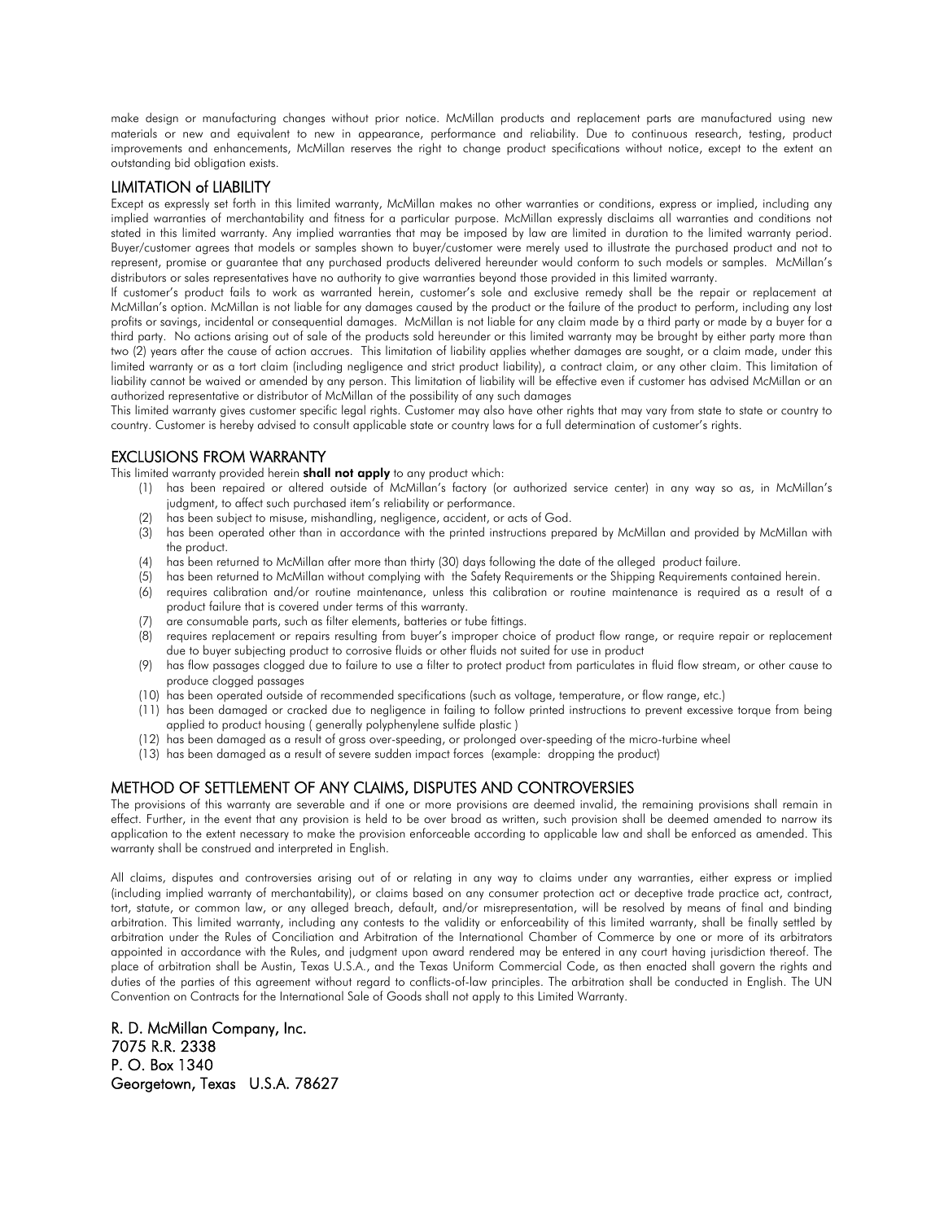make design or manufacturing changes without prior notice. McMillan products and replacement parts are manufactured using new materials or new and equivalent to new in appearance, performance and reliability. Due to continuous research, testing, product improvements and enhancements, McMillan reserves the right to change product specifications without notice, except to the extent an outstanding bid obligation exists.

## LIMITATION of LIABILITY

Except as expressly set forth in this limited warranty, McMillan makes no other warranties or conditions, express or implied, including any implied warranties of merchantability and fitness for a particular purpose. McMillan expressly disclaims all warranties and conditions not stated in this limited warranty. Any implied warranties that may be imposed by law are limited in duration to the limited warranty period. Buyer/customer agrees that models or samples shown to buyer/customer were merely used to illustrate the purchased product and not to represent, promise or guarantee that any purchased products delivered hereunder would conform to such models or samples. McMillan's distributors or sales representatives have no authority to give warranties beyond those provided in this limited warranty.

If customer's product fails to work as warranted herein, customer's sole and exclusive remedy shall be the repair or replacement at McMillan's option. McMillan is not liable for any damages caused by the product or the failure of the product to perform, including any lost profits or savings, incidental or consequential damages. McMillan is not liable for any claim made by a third party or made by a buyer for a third party. No actions arising out of sale of the products sold hereunder or this limited warranty may be brought by either party more than two (2) years after the cause of action accrues. This limitation of liability applies whether damages are sought, or a claim made, under this limited warranty or as a tort claim (including negligence and strict product liability), a contract claim, or any other claim. This limitation of liability cannot be waived or amended by any person. This limitation of liability will be effective even if customer has advised McMillan or an authorized representative or distributor of McMillan of the possibility of any such damages

This limited warranty gives customer specific legal rights. Customer may also have other rights that may vary from state to state or country to country. Customer is hereby advised to consult applicable state or country laws for a full determination of customer's rights.

## EXCLUSIONS FROM WARRANTY

This limited warranty provided herein **shall not apply** to any product which:

(1) has been repaired or altered outside of McMillan's factory (or authorized service center) in any way so as, in McMillan's judgment, to affect such purchased item's reliability or performance.
(2) has been subject to misuse, mishandling, negligence, accident, or acts of God.
(3) has been operated other than in accordance with the printed instructions prepared by McMillan and provided by McMillan with the product.
(4) has been returned to McMillan after more than thirty (30) days following the date of the alleged product failure.
(5) has been returned to McMillan without complying with the Safety Requirements or the Shipping Requirements contained herein.
(6) requires calibration and/or routine maintenance, unless this calibration or routine maintenance is required as a result of a product failure that is covered under terms of this warranty.
(7) are consumable parts, such as filter elements, batteries or tube fittings.
(8) requires replacement or repairs resulting from buyer's improper choice of product flow range, or require repair or replacement due to buyer subjecting product to corrosive fluids or other fluids not suited for use in product
(9) has flow passages clogged due to failure to use a filter to protect product from particulates in fluid flow stream, or other cause to produce clogged passages
(10) has been operated outside of recommended specifications (such as voltage, temperature, or flow range, etc.)
(11) has been damaged or cracked due to negligence in failing to follow printed instructions to prevent excessive torque from being applied to product housing ( generally polyphenylene sulfide plastic )
(12) has been damaged as a result of gross over-speeding, or prolonged over-speeding of the micro-turbine wheel
(13) has been damaged as a result of severe sudden impact forces (example: dropping the product)

## METHOD OF SETTLEMENT OF ANY CLAIMS, DISPUTES AND CONTROVERSIES

The provisions of this warranty are severable and if one or more provisions are deemed invalid, the remaining provisions shall remain in effect. Further, in the event that any provision is held to be over broad as written, such provision shall be deemed amended to narrow its application to the extent necessary to make the provision enforceable according to applicable law and shall be enforced as amended. This warranty shall be construed and interpreted in English.

All claims, disputes and controversies arising out of or relating in any way to claims under any warranties, either express or implied (including implied warranty of merchantability), or claims based on any consumer protection act or deceptive trade practice act, contract, tort, statute, or common law, or any alleged breach, default, and/or misrepresentation, will be resolved by means of final and binding arbitration. This limited warranty, including any contests to the validity or enforceability of this limited warranty, shall be finally settled by arbitration under the Rules of Conciliation and Arbitration of the International Chamber of Commerce by one or more of its arbitrators appointed in accordance with the Rules, and judgment upon award rendered may be entered in any court having jurisdiction thereof. The place of arbitration shall be Austin, Texas U.S.A., and the Texas Uniform Commercial Code, as then enacted shall govern the rights and duties of the parties of this agreement without regard to conflicts-of-law principles. The arbitration shall be conducted in English. The UN Convention on Contracts for the International Sale of Goods shall not apply to this Limited Warranty.

R. D. McMillan Company, Inc.
7075 R.R. 2338
P. O. Box 1340
Georgetown, Texas U.S.A. 78627